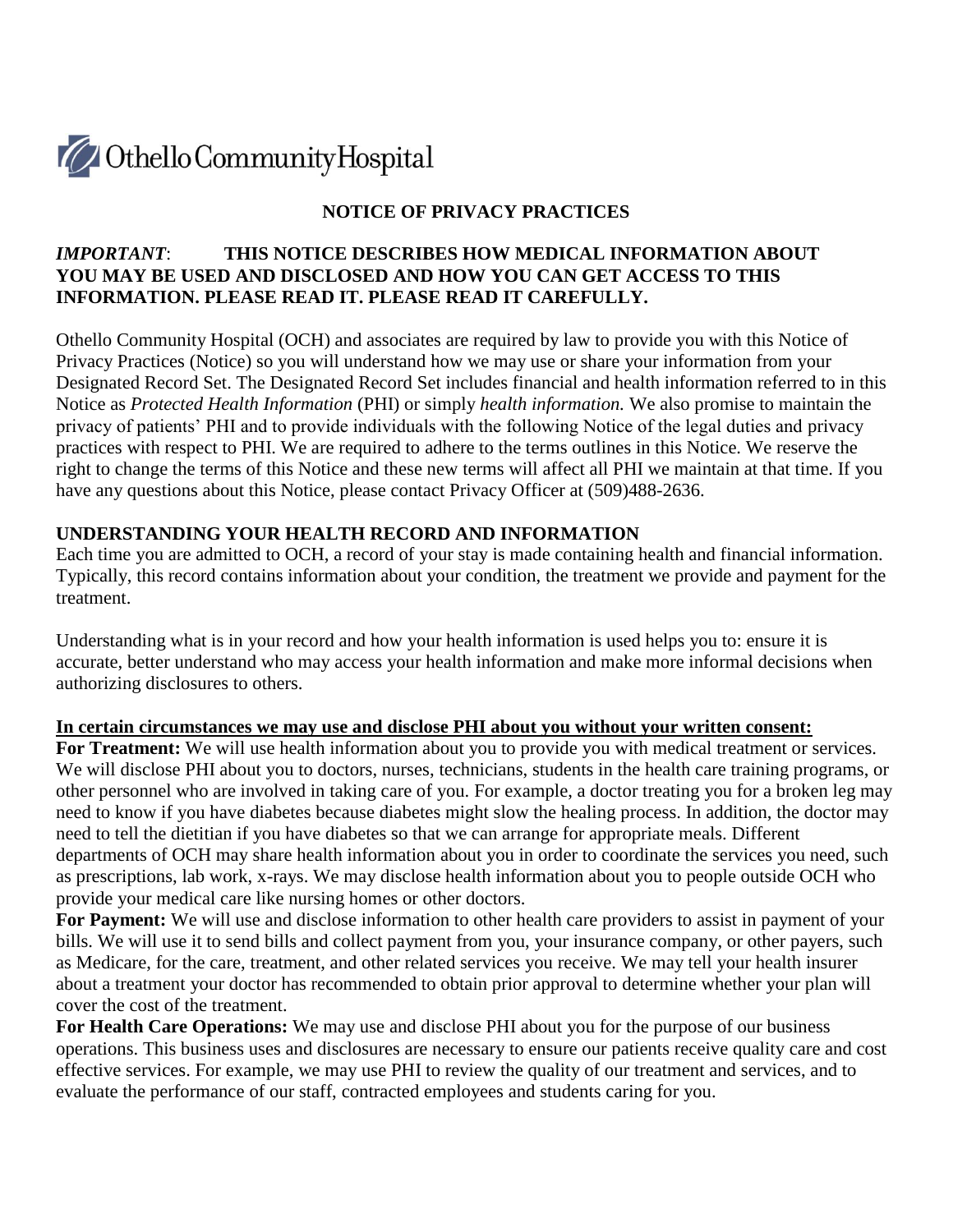Othello Community Hospital

# NOTICE OF PRIVACY PRACTICES

***IMPORTANT*: THIS NOTICE DESCRIBES HOW MEDICAL INFORMATION ABOUT YOU MAY BE USED AND DISCLOSED AND HOW YOU CAN GET ACCESS TO THIS INFORMATION. PLEASE READ IT. PLEASE READ IT CAREFULLY.**

Othello Community Hospital (OCH) and associates are required by law to provide you with this Notice of Privacy Practices (Notice) so you will understand how we may use or share your information from your Designated Record Set. The Designated Record Set includes financial and health information referred to in this Notice as *Protected Health Information* (PHI) or simply *health information.* We also promise to maintain the privacy of patients' PHI and to provide individuals with the following Notice of the legal duties and privacy practices with respect to PHI. We are required to adhere to the terms outlines in this Notice. We reserve the right to change the terms of this Notice and these new terms will affect all PHI we maintain at that time. If you have any questions about this Notice, please contact Privacy Officer at (509)488-2636.

## UNDERSTANDING YOUR HEALTH RECORD AND INFORMATION

Each time you are admitted to OCH, a record of your stay is made containing health and financial information. Typically, this record contains information about your condition, the treatment we provide and payment for the treatment.

Understanding what is in your record and how your health information is used helps you to: ensure it is accurate, better understand who may access your health information and make more informal decisions when authorizing disclosures to others.

**In certain circumstances we may use and disclose PHI about you without your written consent:**

**For Treatment:** We will use health information about you to provide you with medical treatment or services. We will disclose PHI about you to doctors, nurses, technicians, students in the health care training programs, or other personnel who are involved in taking care of you. For example, a doctor treating you for a broken leg may need to know if you have diabetes because diabetes might slow the healing process. In addition, the doctor may need to tell the dietitian if you have diabetes so that we can arrange for appropriate meals. Different departments of OCH may share health information about you in order to coordinate the services you need, such as prescriptions, lab work, x-rays. We may disclose health information about you to people outside OCH who provide your medical care like nursing homes or other doctors.

**For Payment:** We will use and disclose information to other health care providers to assist in payment of your bills. We will use it to send bills and collect payment from you, your insurance company, or other payers, such as Medicare, for the care, treatment, and other related services you receive. We may tell your health insurer about a treatment your doctor has recommended to obtain prior approval to determine whether your plan will cover the cost of the treatment.

**For Health Care Operations:** We may use and disclose PHI about you for the purpose of our business operations. This business uses and disclosures are necessary to ensure our patients receive quality care and cost effective services. For example, we may use PHI to review the quality of our treatment and services, and to evaluate the performance of our staff, contracted employees and students caring for you.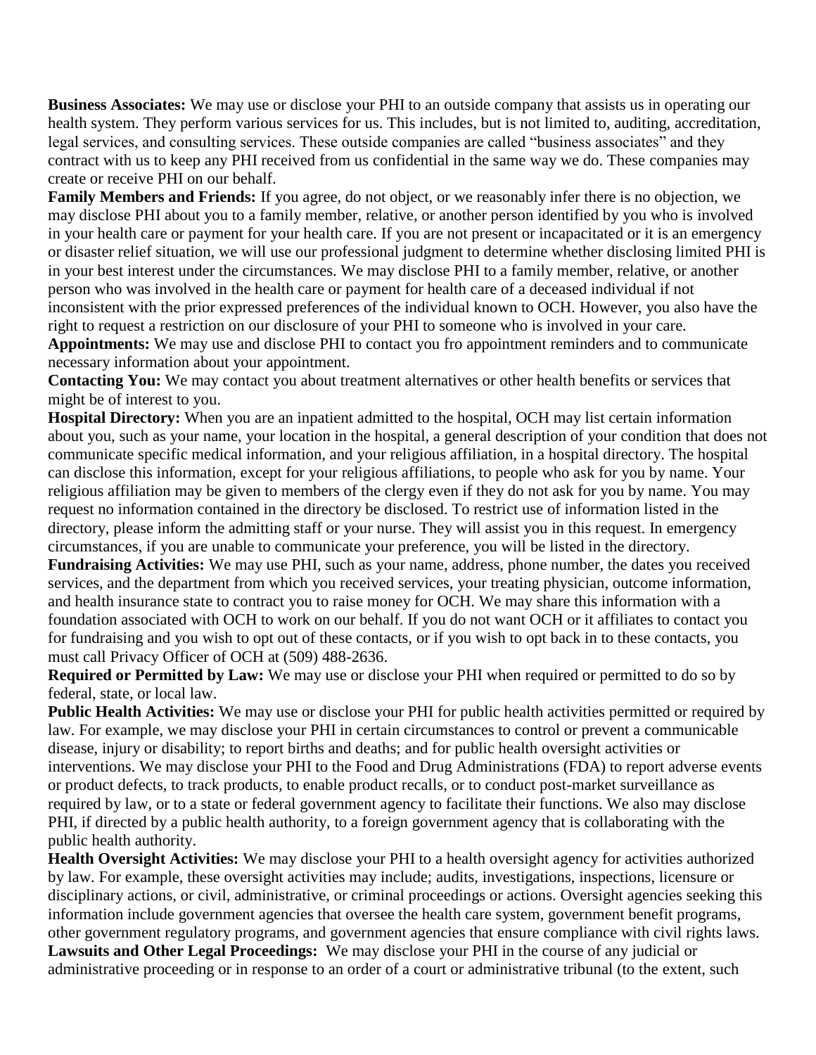**Business Associates:** We may use or disclose your PHI to an outside company that assists us in operating our health system. They perform various services for us. This includes, but is not limited to, auditing, accreditation, legal services, and consulting services. These outside companies are called "business associates" and they contract with us to keep any PHI received from us confidential in the same way we do. These companies may create or receive PHI on our behalf.

**Family Members and Friends:** If you agree, do not object, or we reasonably infer there is no objection, we may disclose PHI about you to a family member, relative, or another person identified by you who is involved in your health care or payment for your health care. If you are not present or incapacitated or it is an emergency or disaster relief situation, we will use our professional judgment to determine whether disclosing limited PHI is in your best interest under the circumstances. We may disclose PHI to a family member, relative, or another person who was involved in the health care or payment for health care of a deceased individual if not inconsistent with the prior expressed preferences of the individual known to OCH. However, you also have the right to request a restriction on our disclosure of your PHI to someone who is involved in your care.

**Appointments:** We may use and disclose PHI to contact you fro appointment reminders and to communicate necessary information about your appointment.

**Contacting You:** We may contact you about treatment alternatives or other health benefits or services that might be of interest to you.

**Hospital Directory:** When you are an inpatient admitted to the hospital, OCH may list certain information about you, such as your name, your location in the hospital, a general description of your condition that does not communicate specific medical information, and your religious affiliation, in a hospital directory. The hospital can disclose this information, except for your religious affiliations, to people who ask for you by name. Your religious affiliation may be given to members of the clergy even if they do not ask for you by name. You may request no information contained in the directory be disclosed. To restrict use of information listed in the directory, please inform the admitting staff or your nurse. They will assist you in this request. In emergency circumstances, if you are unable to communicate your preference, you will be listed in the directory.

**Fundraising Activities:** We may use PHI, such as your name, address, phone number, the dates you received services, and the department from which you received services, your treating physician, outcome information, and health insurance state to contract you to raise money for OCH. We may share this information with a foundation associated with OCH to work on our behalf. If you do not want OCH or it affiliates to contact you for fundraising and you wish to opt out of these contacts, or if you wish to opt back in to these contacts, you must call Privacy Officer of OCH at (509) 488-2636.

**Required or Permitted by Law:** We may use or disclose your PHI when required or permitted to do so by federal, state, or local law.

**Public Health Activities:** We may use or disclose your PHI for public health activities permitted or required by law. For example, we may disclose your PHI in certain circumstances to control or prevent a communicable disease, injury or disability; to report births and deaths; and for public health oversight activities or interventions. We may disclose your PHI to the Food and Drug Administrations (FDA) to report adverse events or product defects, to track products, to enable product recalls, or to conduct post-market surveillance as required by law, or to a state or federal government agency to facilitate their functions. We also may disclose PHI, if directed by a public health authority, to a foreign government agency that is collaborating with the public health authority.

**Health Oversight Activities:** We may disclose your PHI to a health oversight agency for activities authorized by law. For example, these oversight activities may include; audits, investigations, inspections, licensure or disciplinary actions, or civil, administrative, or criminal proceedings or actions. Oversight agencies seeking this information include government agencies that oversee the health care system, government benefit programs, other government regulatory programs, and government agencies that ensure compliance with civil rights laws.

**Lawsuits and Other Legal Proceedings:** We may disclose your PHI in the course of any judicial or administrative proceeding or in response to an order of a court or administrative tribunal (to the extent, such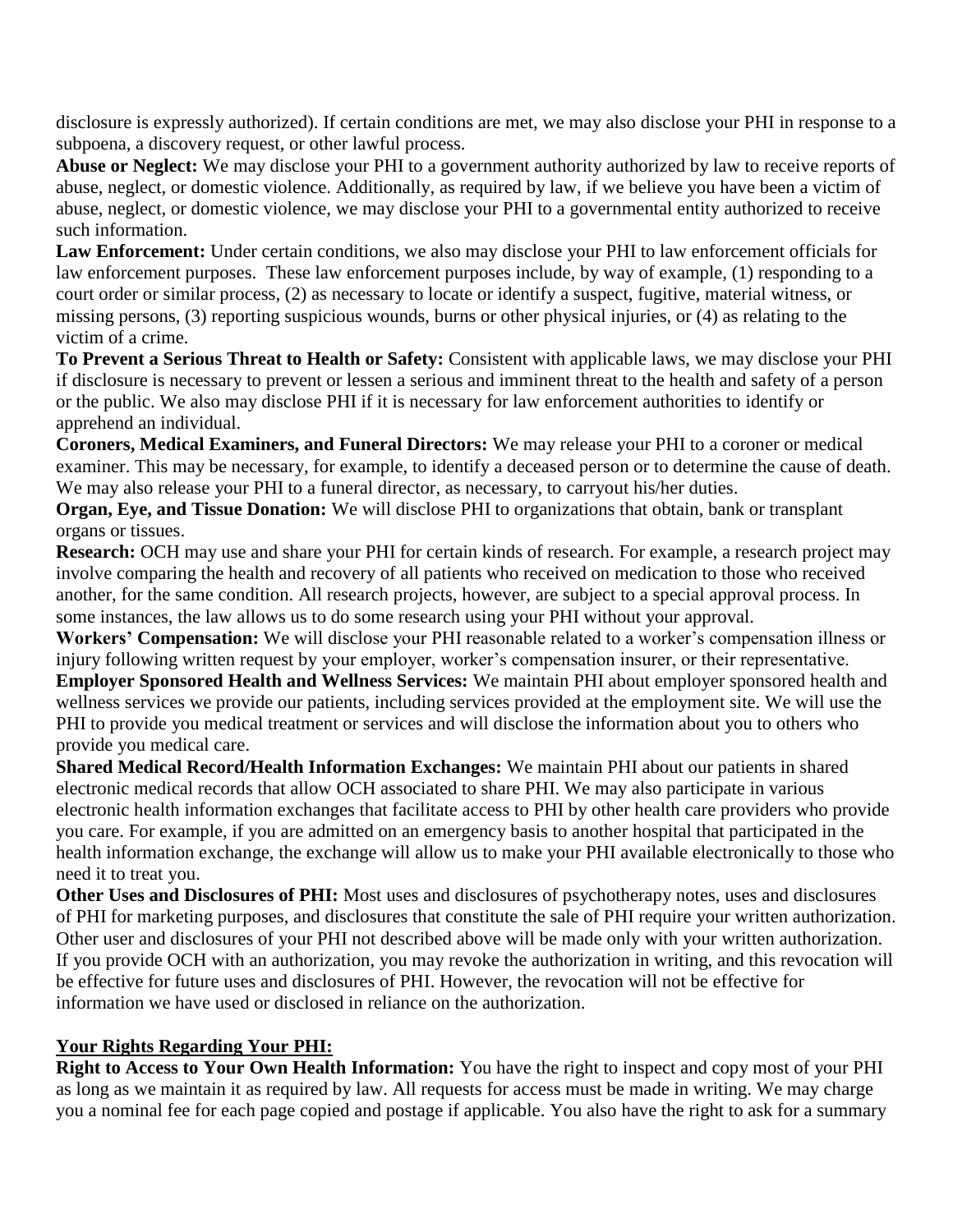disclosure is expressly authorized). If certain conditions are met, we may also disclose your PHI in response to a subpoena, a discovery request, or other lawful process.

**Abuse or Neglect:** We may disclose your PHI to a government authority authorized by law to receive reports of abuse, neglect, or domestic violence. Additionally, as required by law, if we believe you have been a victim of abuse, neglect, or domestic violence, we may disclose your PHI to a governmental entity authorized to receive such information.

**Law Enforcement:** Under certain conditions, we also may disclose your PHI to law enforcement officials for law enforcement purposes. These law enforcement purposes include, by way of example, (1) responding to a court order or similar process, (2) as necessary to locate or identify a suspect, fugitive, material witness, or missing persons, (3) reporting suspicious wounds, burns or other physical injuries, or (4) as relating to the victim of a crime.

**To Prevent a Serious Threat to Health or Safety:** Consistent with applicable laws, we may disclose your PHI if disclosure is necessary to prevent or lessen a serious and imminent threat to the health and safety of a person or the public. We also may disclose PHI if it is necessary for law enforcement authorities to identify or apprehend an individual.

**Coroners, Medical Examiners, and Funeral Directors:** We may release your PHI to a coroner or medical examiner. This may be necessary, for example, to identify a deceased person or to determine the cause of death. We may also release your PHI to a funeral director, as necessary, to carryout his/her duties.

**Organ, Eye, and Tissue Donation:** We will disclose PHI to organizations that obtain, bank or transplant organs or tissues.

**Research:** OCH may use and share your PHI for certain kinds of research. For example, a research project may involve comparing the health and recovery of all patients who received on medication to those who received another, for the same condition. All research projects, however, are subject to a special approval process. In some instances, the law allows us to do some research using your PHI without your approval.

**Workers' Compensation:** We will disclose your PHI reasonable related to a worker's compensation illness or injury following written request by your employer, worker's compensation insurer, or their representative.

**Employer Sponsored Health and Wellness Services:** We maintain PHI about employer sponsored health and wellness services we provide our patients, including services provided at the employment site. We will use the PHI to provide you medical treatment or services and will disclose the information about you to others who provide you medical care.

**Shared Medical Record/Health Information Exchanges:** We maintain PHI about our patients in shared electronic medical records that allow OCH associated to share PHI. We may also participate in various electronic health information exchanges that facilitate access to PHI by other health care providers who provide you care. For example, if you are admitted on an emergency basis to another hospital that participated in the health information exchange, the exchange will allow us to make your PHI available electronically to those who need it to treat you.

**Other Uses and Disclosures of PHI:** Most uses and disclosures of psychotherapy notes, uses and disclosures of PHI for marketing purposes, and disclosures that constitute the sale of PHI require your written authorization. Other user and disclosures of your PHI not described above will be made only with your written authorization. If you provide OCH with an authorization, you may revoke the authorization in writing, and this revocation will be effective for future uses and disclosures of PHI. However, the revocation will not be effective for information we have used or disclosed in reliance on the authorization.

## Your Rights Regarding Your PHI:

**Right to Access to Your Own Health Information:** You have the right to inspect and copy most of your PHI as long as we maintain it as required by law. All requests for access must be made in writing. We may charge you a nominal fee for each page copied and postage if applicable. You also have the right to ask for a summary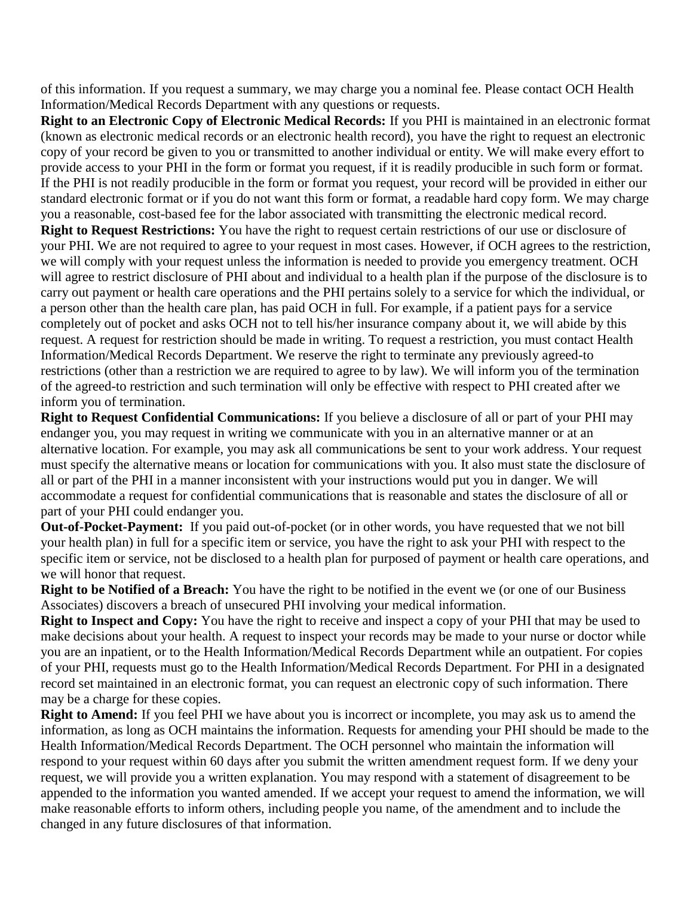of this information. If you request a summary, we may charge you a nominal fee. Please contact OCH Health Information/Medical Records Department with any questions or requests.

**Right to an Electronic Copy of Electronic Medical Records:** If you PHI is maintained in an electronic format (known as electronic medical records or an electronic health record), you have the right to request an electronic copy of your record be given to you or transmitted to another individual or entity. We will make every effort to provide access to your PHI in the form or format you request, if it is readily producible in such form or format. If the PHI is not readily producible in the form or format you request, your record will be provided in either our standard electronic format or if you do not want this form or format, a readable hard copy form. We may charge you a reasonable, cost-based fee for the labor associated with transmitting the electronic medical record.

**Right to Request Restrictions:** You have the right to request certain restrictions of our use or disclosure of your PHI. We are not required to agree to your request in most cases. However, if OCH agrees to the restriction, we will comply with your request unless the information is needed to provide you emergency treatment. OCH will agree to restrict disclosure of PHI about and individual to a health plan if the purpose of the disclosure is to carry out payment or health care operations and the PHI pertains solely to a service for which the individual, or a person other than the health care plan, has paid OCH in full. For example, if a patient pays for a service completely out of pocket and asks OCH not to tell his/her insurance company about it, we will abide by this request. A request for restriction should be made in writing. To request a restriction, you must contact Health Information/Medical Records Department. We reserve the right to terminate any previously agreed-to restrictions (other than a restriction we are required to agree to by law). We will inform you of the termination of the agreed-to restriction and such termination will only be effective with respect to PHI created after we inform you of termination.

**Right to Request Confidential Communications:** If you believe a disclosure of all or part of your PHI may endanger you, you may request in writing we communicate with you in an alternative manner or at an alternative location. For example, you may ask all communications be sent to your work address. Your request must specify the alternative means or location for communications with you. It also must state the disclosure of all or part of the PHI in a manner inconsistent with your instructions would put you in danger. We will accommodate a request for confidential communications that is reasonable and states the disclosure of all or part of your PHI could endanger you.

**Out-of-Pocket-Payment:** If you paid out-of-pocket (or in other words, you have requested that we not bill your health plan) in full for a specific item or service, you have the right to ask your PHI with respect to the specific item or service, not be disclosed to a health plan for purposed of payment or health care operations, and we will honor that request.

**Right to be Notified of a Breach:** You have the right to be notified in the event we (or one of our Business Associates) discovers a breach of unsecured PHI involving your medical information.

**Right to Inspect and Copy:** You have the right to receive and inspect a copy of your PHI that may be used to make decisions about your health. A request to inspect your records may be made to your nurse or doctor while you are an inpatient, or to the Health Information/Medical Records Department while an outpatient. For copies of your PHI, requests must go to the Health Information/Medical Records Department. For PHI in a designated record set maintained in an electronic format, you can request an electronic copy of such information. There may be a charge for these copies.

**Right to Amend:** If you feel PHI we have about you is incorrect or incomplete, you may ask us to amend the information, as long as OCH maintains the information. Requests for amending your PHI should be made to the Health Information/Medical Records Department. The OCH personnel who maintain the information will respond to your request within 60 days after you submit the written amendment request form. If we deny your request, we will provide you a written explanation. You may respond with a statement of disagreement to be appended to the information you wanted amended. If we accept your request to amend the information, we will make reasonable efforts to inform others, including people you name, of the amendment and to include the changed in any future disclosures of that information.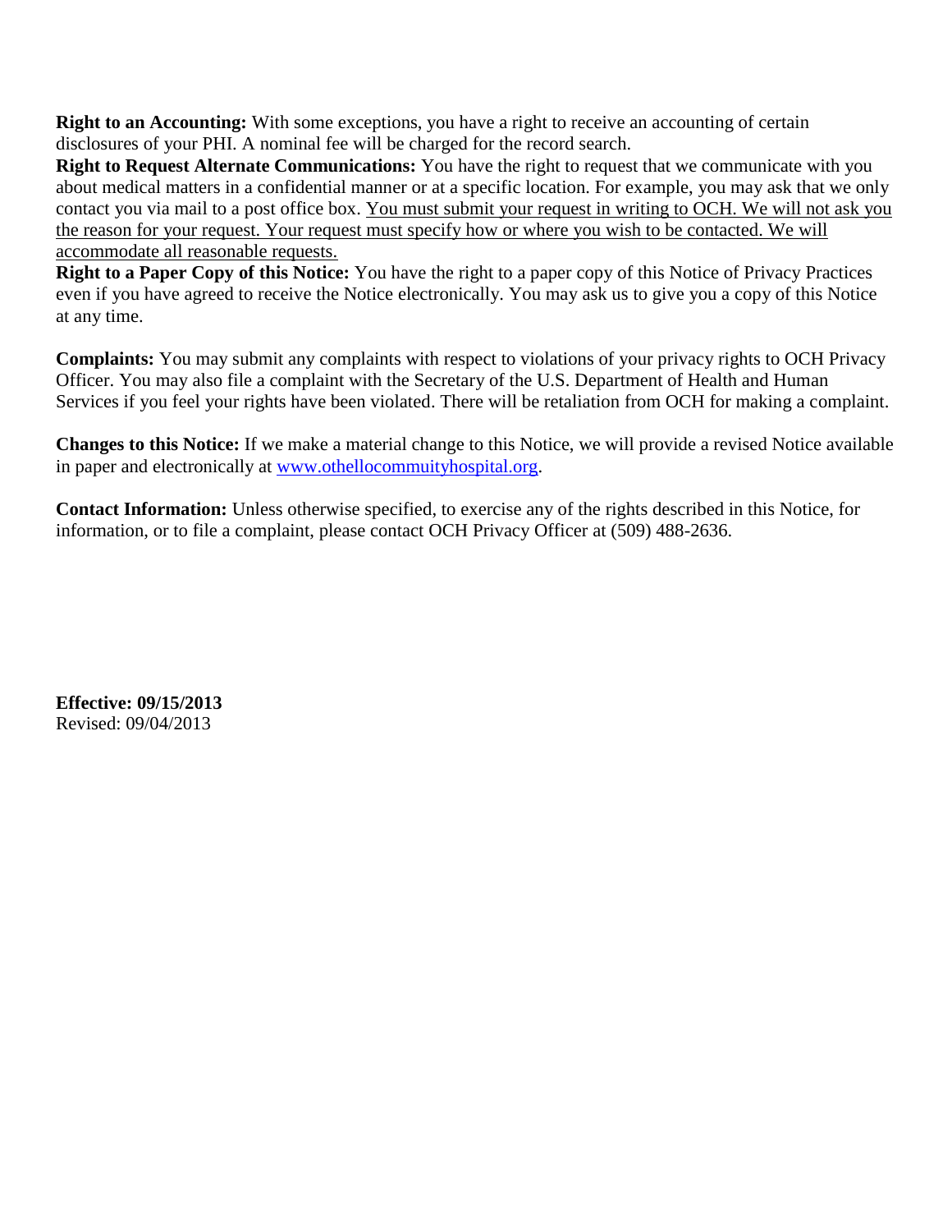**Right to an Accounting:** With some exceptions, you have a right to receive an accounting of certain disclosures of your PHI. A nominal fee will be charged for the record search.

**Right to Request Alternate Communications:** You have the right to request that we communicate with you about medical matters in a confidential manner or at a specific location. For example, you may ask that we only contact you via mail to a post office box. <u>You must submit your request in writing to OCH. We will not ask you the reason for your request. Your request must specify how or where you wish to be contacted. We will accommodate all reasonable requests.</u>

**Right to a Paper Copy of this Notice:** You have the right to a paper copy of this Notice of Privacy Practices even if you have agreed to receive the Notice electronically. You may ask us to give you a copy of this Notice at any time.

**Complaints:** You may submit any complaints with respect to violations of your privacy rights to OCH Privacy Officer. You may also file a complaint with the Secretary of the U.S. Department of Health and Human Services if you feel your rights have been violated. There will be retaliation from OCH for making a complaint.

**Changes to this Notice:** If we make a material change to this Notice, we will provide a revised Notice available in paper and electronically at [www.othellocommuityhospital.org](www.othellocommuityhospital.org).

**Contact Information:** Unless otherwise specified, to exercise any of the rights described in this Notice, for information, or to file a complaint, please contact OCH Privacy Officer at (509) 488-2636.

**Effective: 09/15/2013**
Revised: 09/04/2013